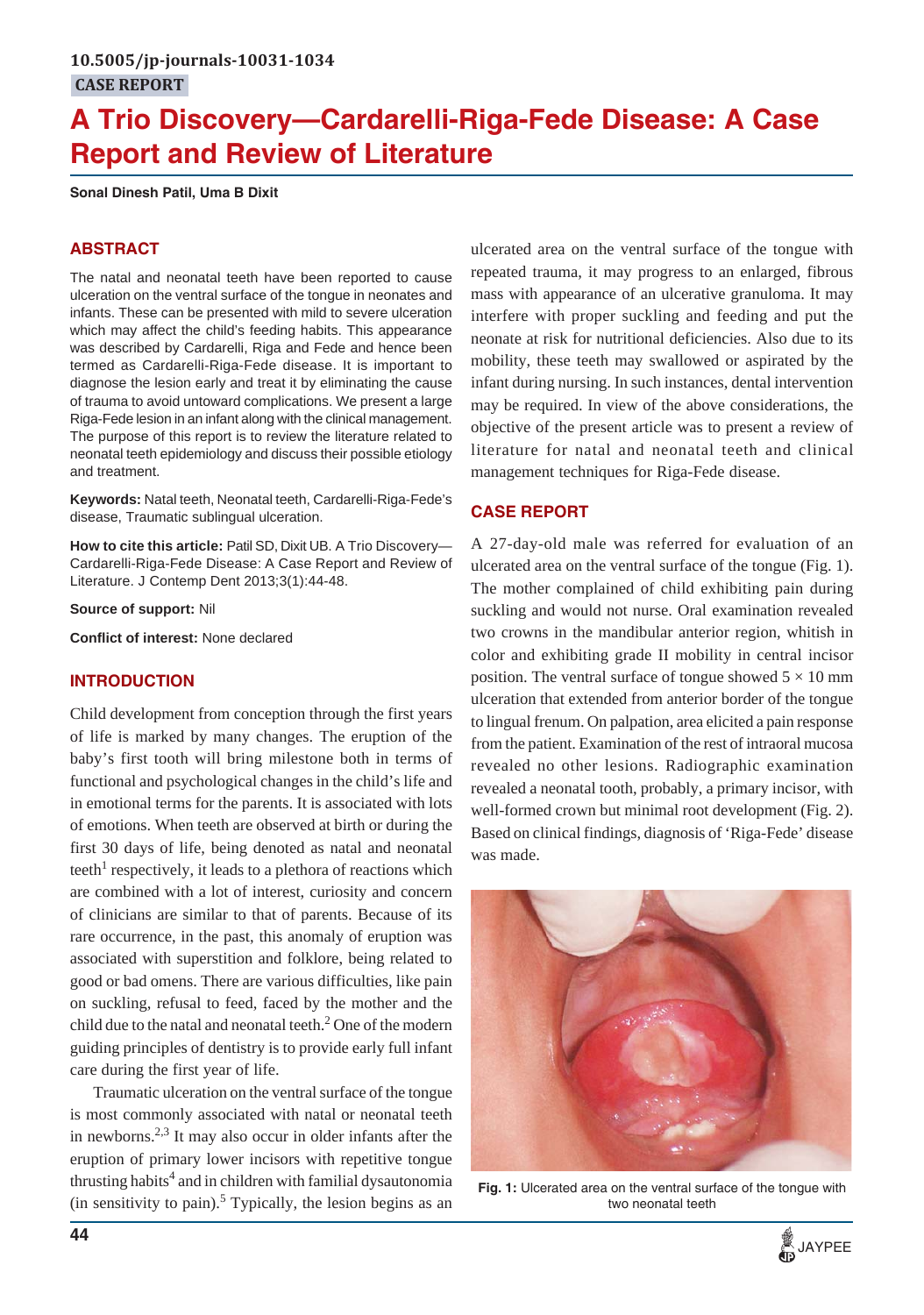10.5005/jp-journals-10031-1034

CASE REPORT

# A Trio Discovery—Cardarelli-Riga-Fede Disease: A Case Report and Review of Literature

**Sonal Dinesh Patil, Uma B Dixit**

## ABSTRACT

The natal and neonatal teeth have been reported to cause ulceration on the ventral surface of the tongue in neonates and infants. These can be presented with mild to severe ulceration which may affect the child's feeding habits. This appearance was described by Cardarelli, Riga and Fede and hence been termed as Cardarelli-Riga-Fede disease. It is important to diagnose the lesion early and treat it by eliminating the cause of trauma to avoid untoward complications. We present a large Riga-Fede lesion in an infant along with the clinical management. The purpose of this report is to review the literature related to neonatal teeth epidemiology and discuss their possible etiology and treatment.

**Keywords:** Natal teeth, Neonatal teeth, Cardarelli-Riga-Fede's disease, Traumatic sublingual ulceration.

**How to cite this article:** Patil SD, Dixit UB. A Trio Discovery—Cardarelli-Riga-Fede Disease: A Case Report and Review of Literature. J Contemp Dent 2013;3(1):44-48.

**Source of support:** Nil

**Conflict of interest:** None declared

## INTRODUCTION

Child development from conception through the first years of life is marked by many changes. The eruption of the baby's first tooth will bring milestone both in terms of functional and psychological changes in the child's life and in emotional terms for the parents. It is associated with lots of emotions. When teeth are observed at birth or during the first 30 days of life, being denoted as natal and neonatal teeth[1] respectively, it leads to a plethora of reactions which are combined with a lot of interest, curiosity and concern of clinicians are similar to that of parents. Because of its rare occurrence, in the past, this anomaly of eruption was associated with superstition and folklore, being related to good or bad omens. There are various difficulties, like pain on suckling, refusal to feed, faced by the mother and the child due to the natal and neonatal teeth.[2] One of the modern guiding principles of dentistry is to provide early full infant care during the first year of life.

Traumatic ulceration on the ventral surface of the tongue is most commonly associated with natal or neonatal teeth in newborns.[2,3] It may also occur in older infants after the eruption of primary lower incisors with repetitive tongue thrusting habits[4] and in children with familial dysautonomia (in sensitivity to pain).[5] Typically, the lesion begins as an ulcerated area on the ventral surface of the tongue with repeated trauma, it may progress to an enlarged, fibrous mass with appearance of an ulcerative granuloma. It may interfere with proper suckling and feeding and put the neonate at risk for nutritional deficiencies. Also due to its mobility, these teeth may swallowed or aspirated by the infant during nursing. In such instances, dental intervention may be required. In view of the above considerations, the objective of the present article was to present a review of literature for natal and neonatal teeth and clinical management techniques for Riga-Fede disease.

## CASE REPORT

A 27-day-old male was referred for evaluation of an ulcerated area on the ventral surface of the tongue (Fig. 1). The mother complained of child exhibiting pain during suckling and would not nurse. Oral examination revealed two crowns in the mandibular anterior region, whitish in color and exhibiting grade II mobility in central incisor position. The ventral surface of tongue showed $5 \times 10$ mm ulceration that extended from anterior border of the tongue to lingual frenum. On palpation, area elicited a pain response from the patient. Examination of the rest of intraoral mucosa revealed no other lesions. Radiographic examination revealed a neonatal tooth, probably, a primary incisor, with well-formed crown but minimal root development (Fig. 2). Based on clinical findings, diagnosis of 'Riga-Fede' disease was made.

**Fig. 1:** Ulcerated area on the ventral surface of the tongue with two neonatal teeth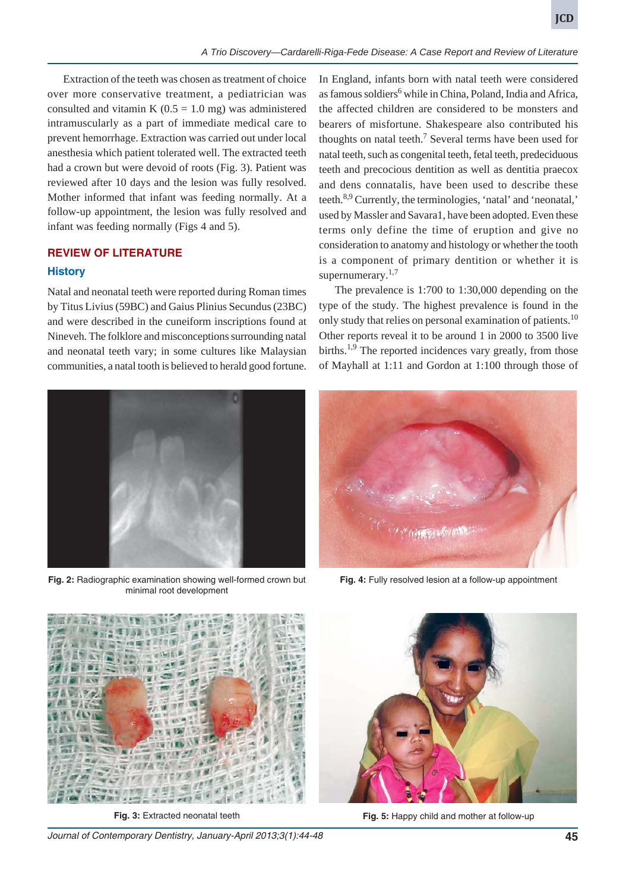Extraction of the teeth was chosen as treatment of choice over more conservative treatment, a pediatrician was consulted and vitamin K (0.5 = 1.0 mg) was administered intramuscularly as a part of immediate medical care to prevent hemorrhage. Extraction was carried out under local anesthesia which patient tolerated well. The extracted teeth had a crown but were devoid of roots (Fig. 3). Patient was reviewed after 10 days and the lesion was fully resolved. Mother informed that infant was feeding normally. At a follow-up appointment, the lesion was fully resolved and infant was feeding normally (Figs 4 and 5).

## REVIEW OF LITERATURE

### History

Natal and neonatal teeth were reported during Roman times by Titus Livius (59BC) and Gaius Plinius Secundus (23BC) and were described in the cuneiform inscriptions found at Nineveh. The folklore and misconceptions surrounding natal and neonatal teeth vary; in some cultures like Malaysian communities, a natal tooth is believed to herald good fortune. In England, infants born with natal teeth were considered as famous soldiers[6] while in China, Poland, India and Africa, the affected children are considered to be monsters and bearers of misfortune. Shakespeare also contributed his thoughts on natal teeth.[7] Several terms have been used for natal teeth, such as congenital teeth, fetal teeth, predeciduous teeth and precocious dentition as well as dentitia praecox and dens connatalis, have been used to describe these teeth.[8,9] Currently, the terminologies, 'natal' and 'neonatal,' used by Massler and Savara1, have been adopted. Even these terms only define the time of eruption and give no consideration to anatomy and histology or whether the tooth is a component of primary dentition or whether it is supernumerary.[1,7]

The prevalence is 1:700 to 1:30,000 depending on the type of the study. The highest prevalence is found in the only study that relies on personal examination of patients.[10] Other reports reveal it to be around 1 in 2000 to 3500 live births.[1,9] The reported incidences vary greatly, from those of Mayhall at 1:11 and Gordon at 1:100 through those of

**Fig. 2:** Radiographic examination showing well-formed crown but minimal root development

**Fig. 4:** Fully resolved lesion at a follow-up appointment

**Fig. 3:** Extracted neonatal teeth

**Fig. 5:** Happy child and mother at follow-up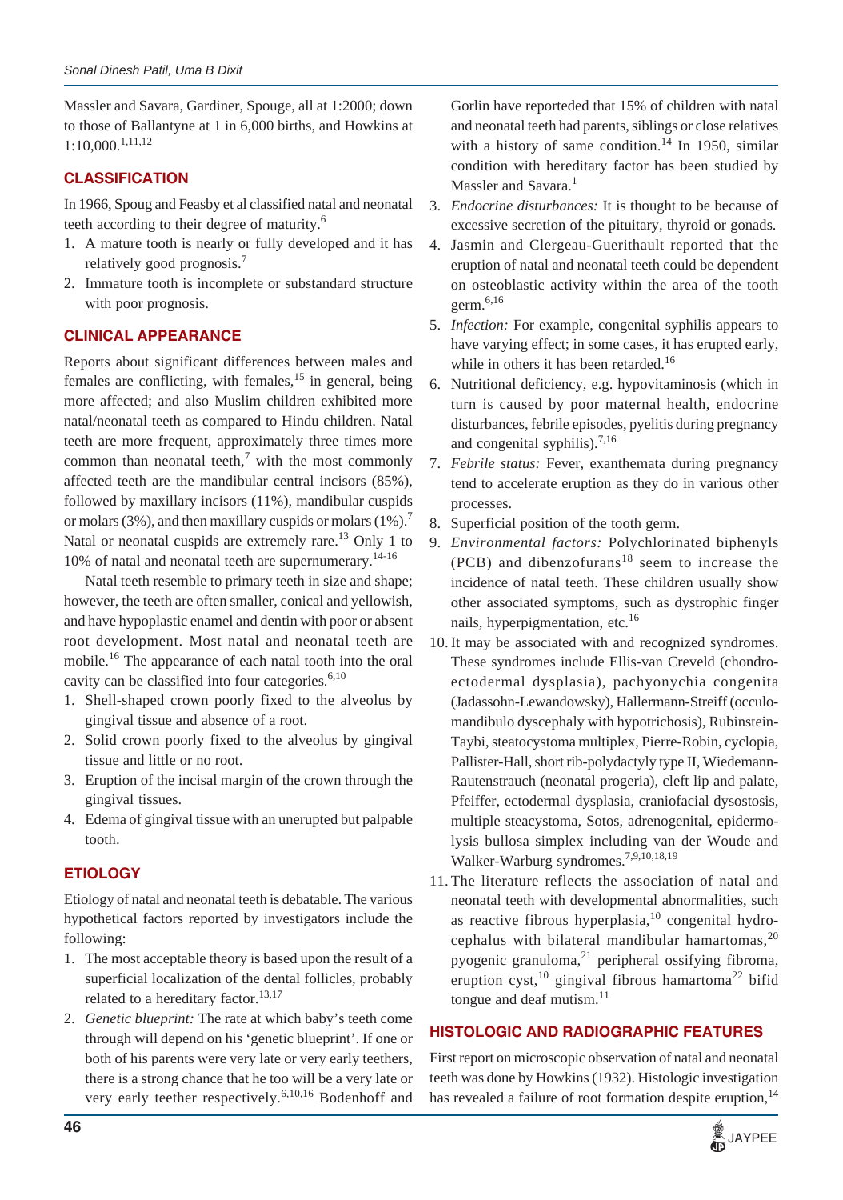Massler and Savara, Gardiner, Spouge, all at 1:2000; down to those of Ballantyne at 1 in 6,000 births, and Howkins at 1:10,000.[1,11,12]

## CLASSIFICATION

In 1966, Spoug and Feasby et al classified natal and neonatal teeth according to their degree of maturity.[6]

1. A mature tooth is nearly or fully developed and it has relatively good prognosis.[7]
2. Immature tooth is incomplete or substandard structure with poor prognosis.

## CLINICAL APPEARANCE

Reports about significant differences between males and females are conflicting, with females,[15] in general, being more affected; and also Muslim children exhibited more natal/neonatal teeth as compared to Hindu children. Natal teeth are more frequent, approximately three times more common than neonatal teeth,[7] with the most commonly affected teeth are the mandibular central incisors (85%), followed by maxillary incisors (11%), mandibular cuspids or molars (3%), and then maxillary cuspids or molars (1%).[7] Natal or neonatal cuspids are extremely rare.[13] Only 1 to 10% of natal and neonatal teeth are supernumerary.[14-16]

Natal teeth resemble to primary teeth in size and shape; however, the teeth are often smaller, conical and yellowish, and have hypoplastic enamel and dentin with poor or absent root development. Most natal and neonatal teeth are mobile.[16] The appearance of each natal tooth into the oral cavity can be classified into four categories.[6,10]

1. Shell-shaped crown poorly fixed to the alveolus by gingival tissue and absence of a root.
2. Solid crown poorly fixed to the alveolus by gingival tissue and little or no root.
3. Eruption of the incisal margin of the crown through the gingival tissues.
4. Edema of gingival tissue with an unerupted but palpable tooth.

## ETIOLOGY

Etiology of natal and neonatal teeth is debatable. The various hypothetical factors reported by investigators include the following:

1. The most acceptable theory is based upon the result of a superficial localization of the dental follicles, probably related to a hereditary factor.[13,17]
2. *Genetic blueprint:* The rate at which baby's teeth come through will depend on his 'genetic blueprint'. If one or both of his parents were very late or very early teethers, there is a strong chance that he too will be a very late or very early teether respectively.[6,10,16] Bodenhoff and Gorlin have reporteded that 15% of children with natal and neonatal teeth had parents, siblings or close relatives with a history of same condition.[14] In 1950, similar condition with hereditary factor has been studied by Massler and Savara.[1]
3. *Endocrine disturbances:* It is thought to be because of excessive secretion of the pituitary, thyroid or gonads.
4. Jasmin and Clergeau-Guerithault reported that the eruption of natal and neonatal teeth could be dependent on osteoblastic activity within the area of the tooth germ.[6,16]
5. *Infection:* For example, congenital syphilis appears to have varying effect; in some cases, it has erupted early, while in others it has been retarded.[16]
6. Nutritional deficiency, e.g. hypovitaminosis (which in turn is caused by poor maternal health, endocrine disturbances, febrile episodes, pyelitis during pregnancy and congenital syphilis).[7,16]
7. *Febrile status:* Fever, exanthemata during pregnancy tend to accelerate eruption as they do in various other processes.
8. Superficial position of the tooth germ.
9. *Environmental factors:* Polychlorinated biphenyls (PCB) and dibenzofurans[18] seem to increase the incidence of natal teeth. These children usually show other associated symptoms, such as dystrophic finger nails, hyperpigmentation, etc.[16]
10. It may be associated with and recognized syndromes. These syndromes include Ellis-van Creveld (chondro-ectodermal dysplasia), pachyonychia congenita (Jadassohn-Lewandowsky), Hallermann-Streiff (occulo-mandibulo dyscephaly with hypotrichosis), Rubinstein-Taybi, steatocystoma multiplex, Pierre-Robin, cyclopia, Pallister-Hall, short rib-polydactyly type II, Wiedemann-Rautenstrauch (neonatal progeria), cleft lip and palate, Pfeiffer, ectodermal dysplasia, craniofacial dysostosis, multiple steacystoma, Sotos, adrenogenital, epidermolysis bullosa simplex including van der Woude and Walker-Warburg syndromes.[7,9,10,18,19]
11. The literature reflects the association of natal and neonatal teeth with developmental abnormalities, such as reactive fibrous hyperplasia,[10] congenital hydrocephalus with bilateral mandibular hamartomas,[20] pyogenic granuloma,[21] peripheral ossifying fibroma, eruption cyst,[10] gingival fibrous hamartoma[22] bifid tongue and deaf mutism.[11]

## HISTOLOGIC AND RADIOGRAPHIC FEATURES

First report on microscopic observation of natal and neonatal teeth was done by Howkins (1932). Histologic investigation has revealed a failure of root formation despite eruption,[14]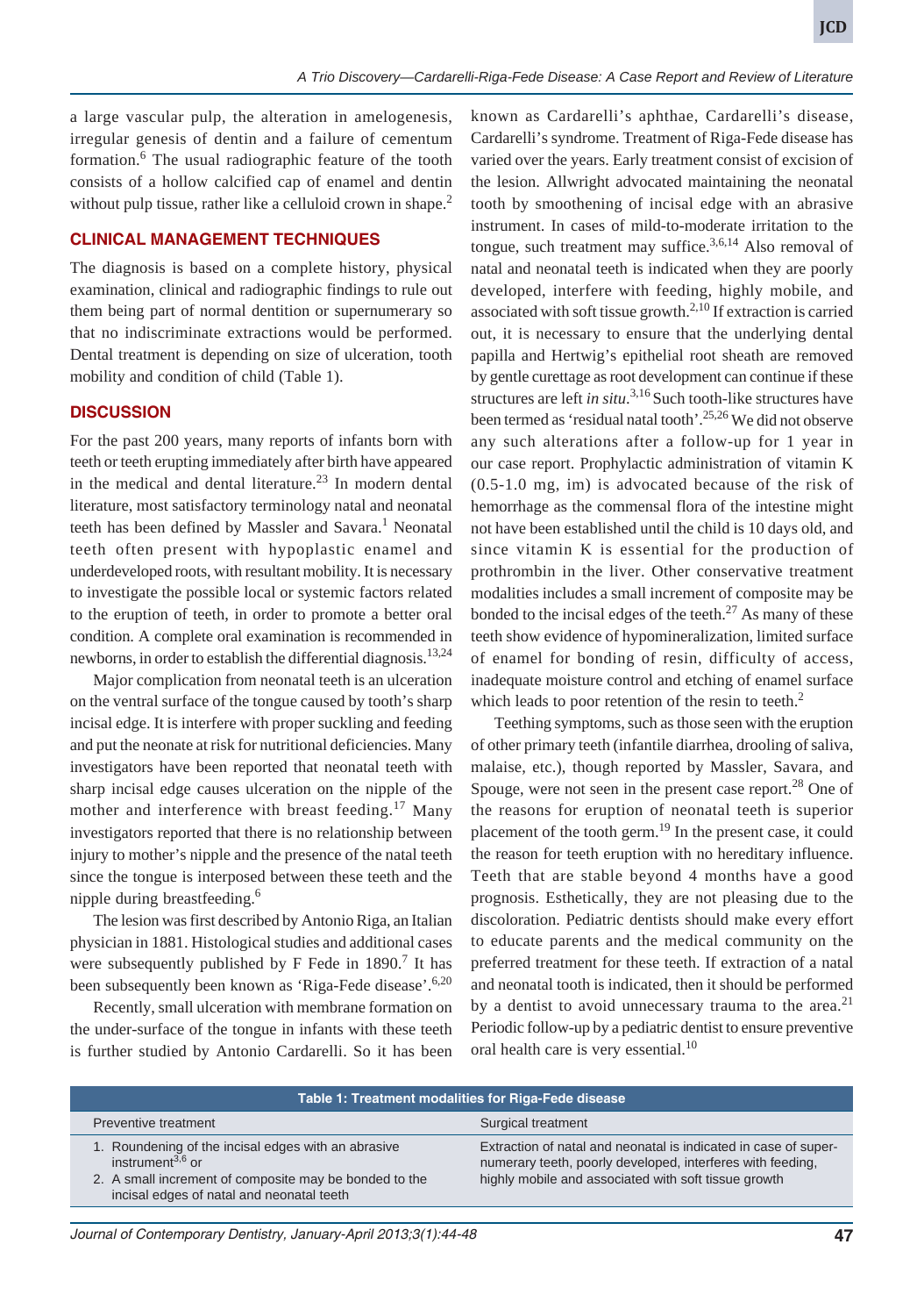a large vascular pulp, the alteration in amelogenesis, irregular genesis of dentin and a failure of cementum formation.[6] The usual radiographic feature of the tooth consists of a hollow calcified cap of enamel and dentin without pulp tissue, rather like a celluloid crown in shape.[2]

## CLINICAL MANAGEMENT TECHNIQUES

The diagnosis is based on a complete history, physical examination, clinical and radiographic findings to rule out them being part of normal dentition or supernumerary so that no indiscriminate extractions would be performed. Dental treatment is depending on size of ulceration, tooth mobility and condition of child (Table 1).

## DISCUSSION

For the past 200 years, many reports of infants born with teeth or teeth erupting immediately after birth have appeared in the medical and dental literature.[23] In modern dental literature, most satisfactory terminology natal and neonatal teeth has been defined by Massler and Savara.[1] Neonatal teeth often present with hypoplastic enamel and underdeveloped roots, with resultant mobility. It is necessary to investigate the possible local or systemic factors related to the eruption of teeth, in order to promote a better oral condition. A complete oral examination is recommended in newborns, in order to establish the differential diagnosis.[13,24]

Major complication from neonatal teeth is an ulceration on the ventral surface of the tongue caused by tooth's sharp incisal edge. It is interfere with proper suckling and feeding and put the neonate at risk for nutritional deficiencies. Many investigators have been reported that neonatal teeth with sharp incisal edge causes ulceration on the nipple of the mother and interference with breast feeding.[17] Many investigators reported that there is no relationship between injury to mother's nipple and the presence of the natal teeth since the tongue is interposed between these teeth and the nipple during breastfeeding.[6]

The lesion was first described by Antonio Riga, an Italian physician in 1881. Histological studies and additional cases were subsequently published by F Fede in 1890.[7] It has been subsequently been known as 'Riga-Fede disease'.[6,20]

Recently, small ulceration with membrane formation on the under-surface of the tongue in infants with these teeth is further studied by Antonio Cardarelli. So it has been known as Cardarelli's aphthae, Cardarelli's disease, Cardarelli's syndrome. Treatment of Riga-Fede disease has varied over the years. Early treatment consist of excision of the lesion. Allwright advocated maintaining the neonatal tooth by smoothening of incisal edge with an abrasive instrument. In cases of mild-to-moderate irritation to the tongue, such treatment may suffice.[3,6,14] Also removal of natal and neonatal teeth is indicated when they are poorly developed, interfere with feeding, highly mobile, and associated with soft tissue growth.[2,10] If extraction is carried out, it is necessary to ensure that the underlying dental papilla and Hertwig's epithelial root sheath are removed by gentle curettage as root development can continue if these structures are left *in situ*.[3,16] Such tooth-like structures have been termed as 'residual natal tooth'.[25,26] We did not observe any such alterations after a follow-up for 1 year in our case report. Prophylactic administration of vitamin K (0.5-1.0 mg, im) is advocated because of the risk of hemorrhage as the commensal flora of the intestine might not have been established until the child is 10 days old, and since vitamin K is essential for the production of prothrombin in the liver. Other conservative treatment modalities includes a small increment of composite may be bonded to the incisal edges of the teeth.[27] As many of these teeth show evidence of hypomineralization, limited surface of enamel for bonding of resin, difficulty of access, inadequate moisture control and etching of enamel surface which leads to poor retention of the resin to teeth.[2]

Teething symptoms, such as those seen with the eruption of other primary teeth (infantile diarrhea, drooling of saliva, malaise, etc.), though reported by Massler, Savara, and Spouge, were not seen in the present case report.[28] One of the reasons for eruption of neonatal teeth is superior placement of the tooth germ.[19] In the present case, it could the reason for teeth eruption with no hereditary influence. Teeth that are stable beyond 4 months have a good prognosis. Esthetically, they are not pleasing due to the discoloration. Pediatric dentists should make every effort to educate parents and the medical community on the preferred treatment for these teeth. If extraction of a natal and neonatal tooth is indicated, then it should be performed by a dentist to avoid unnecessary trauma to the area.[21] Periodic follow-up by a pediatric dentist to ensure preventive oral health care is very essential.[10]

**Table 1: Treatment modalities for Riga-Fede disease**

| Preventive treatment | Surgical treatment |
|---|---|
| 1. Roundening of the incisal edges with an abrasive instrument[3,6] or<br>2. A small increment of composite may be bonded to the incisal edges of natal and neonatal teeth | Extraction of natal and neonatal is indicated in case of supernumerary teeth, poorly developed, interferes with feeding, highly mobile and associated with soft tissue growth |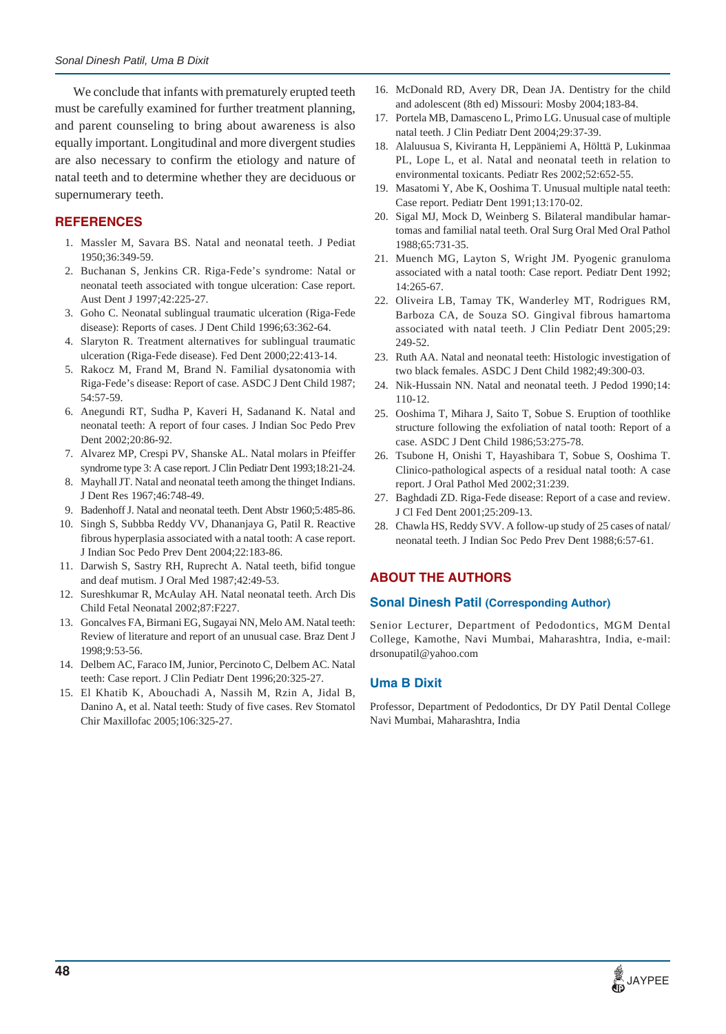We conclude that infants with prematurely erupted teeth must be carefully examined for further treatment planning, and parent counseling to bring about awareness is also equally important. Longitudinal and more divergent studies are also necessary to confirm the etiology and nature of natal teeth and to determine whether they are deciduous or supernumerary teeth.

## REFERENCES

1. Massler M, Savara BS. Natal and neonatal teeth. J Pediat 1950;36:349-59.
2. Buchanan S, Jenkins CR. Riga-Fede's syndrome: Natal or neonatal teeth associated with tongue ulceration: Case report. Aust Dent J 1997;42:225-27.
3. Goho C. Neonatal sublingual traumatic ulceration (Riga-Fede disease): Reports of cases. J Dent Child 1996;63:362-64.
4. Slaryton R. Treatment alternatives for sublingual traumatic ulceration (Riga-Fede disease). Fed Dent 2000;22:413-14.
5. Rakocz M, Frand M, Brand N. Familial dysatonomia with Riga-Fede's disease: Report of case. ASDC J Dent Child 1987; 54:57-59.
6. Anegundi RT, Sudha P, Kaveri H, Sadanand K. Natal and neonatal teeth: A report of four cases. J Indian Soc Pedo Prev Dent 2002;20:86-92.
7. Alvarez MP, Crespi PV, Shanske AL. Natal molars in Pfeiffer syndrome type 3: A case report. J Clin Pediatr Dent 1993;18:21-24.
8. Mayhall JT. Natal and neonatal teeth among the thinget Indians. J Dent Res 1967;46:748-49.
9. Badenhoff J. Natal and neonatal teeth. Dent Abstr 1960;5:485-86.
10. Singh S, Subbba Reddy VV, Dhananjaya G, Patil R. Reactive fibrous hyperplasia associated with a natal tooth: A case report. J Indian Soc Pedo Prev Dent 2004;22:183-86.
11. Darwish S, Sastry RH, Ruprecht A. Natal teeth, bifid tongue and deaf mutism. J Oral Med 1987;42:49-53.
12. Sureshkumar R, McAulay AH. Natal neonatal teeth. Arch Dis Child Fetal Neonatal 2002;87:F227.
13. Goncalves FA, Birmani EG, Sugayai NN, Melo AM. Natal teeth: Review of literature and report of an unusual case. Braz Dent J 1998;9:53-56.
14. Delbem AC, Faraco IM, Junior, Percinoto C, Delbem AC. Natal teeth: Case report. J Clin Pediatr Dent 1996;20:325-27.
15. El Khatib K, Abouchadi A, Nassih M, Rzin A, Jidal B, Danino A, et al. Natal teeth: Study of five cases. Rev Stomatol Chir Maxillofac 2005;106:325-27.
16. McDonald RD, Avery DR, Dean JA. Dentistry for the child and adolescent (8th ed) Missouri: Mosby 2004;183-84.
17. Portela MB, Damasceno L, Primo LG. Unusual case of multiple natal teeth. J Clin Pediatr Dent 2004;29:37-39.
18. Alaluusua S, Kiviranta H, Leppäniemi A, Hölttä P, Lukinmaa PL, Lope L, et al. Natal and neonatal teeth in relation to environmental toxicants. Pediatr Res 2002;52:652-55.
19. Masatomi Y, Abe K, Ooshima T. Unusual multiple natal teeth: Case report. Pediatr Dent 1991;13:170-02.
20. Sigal MJ, Mock D, Weinberg S. Bilateral mandibular hamartomas and familial natal teeth. Oral Surg Oral Med Oral Pathol 1988;65:731-35.
21. Muench MG, Layton S, Wright JM. Pyogenic granuloma associated with a natal tooth: Case report. Pediatr Dent 1992; 14:265-67.
22. Oliveira LB, Tamay TK, Wanderley MT, Rodrigues RM, Barboza CA, de Souza SO. Gingival fibrous hamartoma associated with natal teeth. J Clin Pediatr Dent 2005;29: 249-52.
23. Ruth AA. Natal and neonatal teeth: Histologic investigation of two black females. ASDC J Dent Child 1982;49:300-03.
24. Nik-Hussain NN. Natal and neonatal teeth. J Pedod 1990;14: 110-12.
25. Ooshima T, Mihara J, Saito T, Sobue S. Eruption of toothlike structure following the exfoliation of natal tooth: Report of a case. ASDC J Dent Child 1986;53:275-78.
26. Tsubone H, Onishi T, Hayashibara T, Sobue S, Ooshima T. Clinico-pathological aspects of a residual natal tooth: A case report. J Oral Pathol Med 2002;31:239.
27. Baghdadi ZD. Riga-Fede disease: Report of a case and review. J Cl Fed Dent 2001;25:209-13.
28. Chawla HS, Reddy SVV. A follow-up study of 25 cases of natal/neonatal teeth. J Indian Soc Pedo Prev Dent 1988;6:57-61.

## ABOUT THE AUTHORS

### Sonal Dinesh Patil (Corresponding Author)

Senior Lecturer, Department of Pedodontics, MGM Dental College, Kamothe, Navi Mumbai, Maharashtra, India, e-mail: drsonupatil@yahoo.com

### Uma B Dixit

Professor, Department of Pedodontics, Dr DY Patil Dental College Navi Mumbai, Maharashtra, India